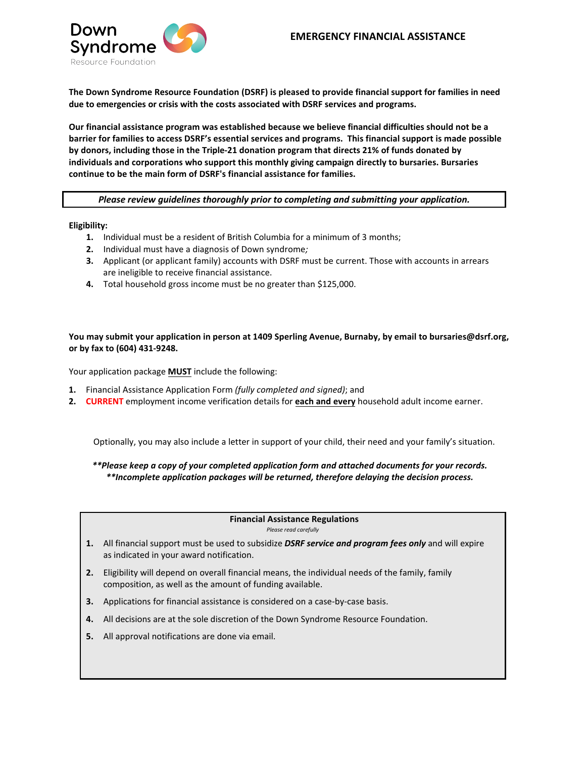Down Syndrome
Resource Foundation

# EMERGENCY FINANCIAL ASSISTANCE

**The Down Syndrome Resource Foundation (DSRF) is pleased to provide financial support for families in need due to emergencies or crisis with the costs associated with DSRF services and programs.**

**Our financial assistance program was established because we believe financial difficulties should not be a barrier for families to access DSRF's essential services and programs. This financial support is made possible by donors, including those in the Triple-21 donation program that directs 21% of funds donated by individuals and corporations who support this monthly giving campaign directly to bursaries. Bursaries continue to be the main form of DSRF's financial assistance for families.**

***Please review guidelines thoroughly prior to completing and submitting your application.***

**Eligibility:**

1. Individual must be a resident of British Columbia for a minimum of 3 months;
2. Individual must have a diagnosis of Down syndrome*;*
3. Applicant (or applicant family) accounts with DSRF must be current. Those with accounts in arrears are ineligible to receive financial assistance.
4. Total household gross income must be no greater than $125,000.

**You may submit your application in person at 1409 Sperling Avenue, Burnaby, by email to bursaries@dsrf.org, or by fax to (604) 431-9248.**

Your application package **MUST** include the following:

1. Financial Assistance Application Form *(fully completed and signed)*; and
2. **CURRENT** employment income verification details for **each and every** household adult income earner.

Optionally, you may also include a letter in support of your child, their need and your family's situation.

***\*\*Please keep a copy of your completed application form and attached documents for your records.***
***\*\*Incomplete application packages will be returned, therefore delaying the decision process.***

**Financial Assistance Regulations**

*Please read carefully*

1. All financial support must be used to subsidize ***DSRF service and program fees only*** and will expire as indicated in your award notification.
2. Eligibility will depend on overall financial means, the individual needs of the family, family composition, as well as the amount of funding available.
3. Applications for financial assistance is considered on a case-by-case basis.
4. All decisions are at the sole discretion of the Down Syndrome Resource Foundation.
5. All approval notifications are done via email.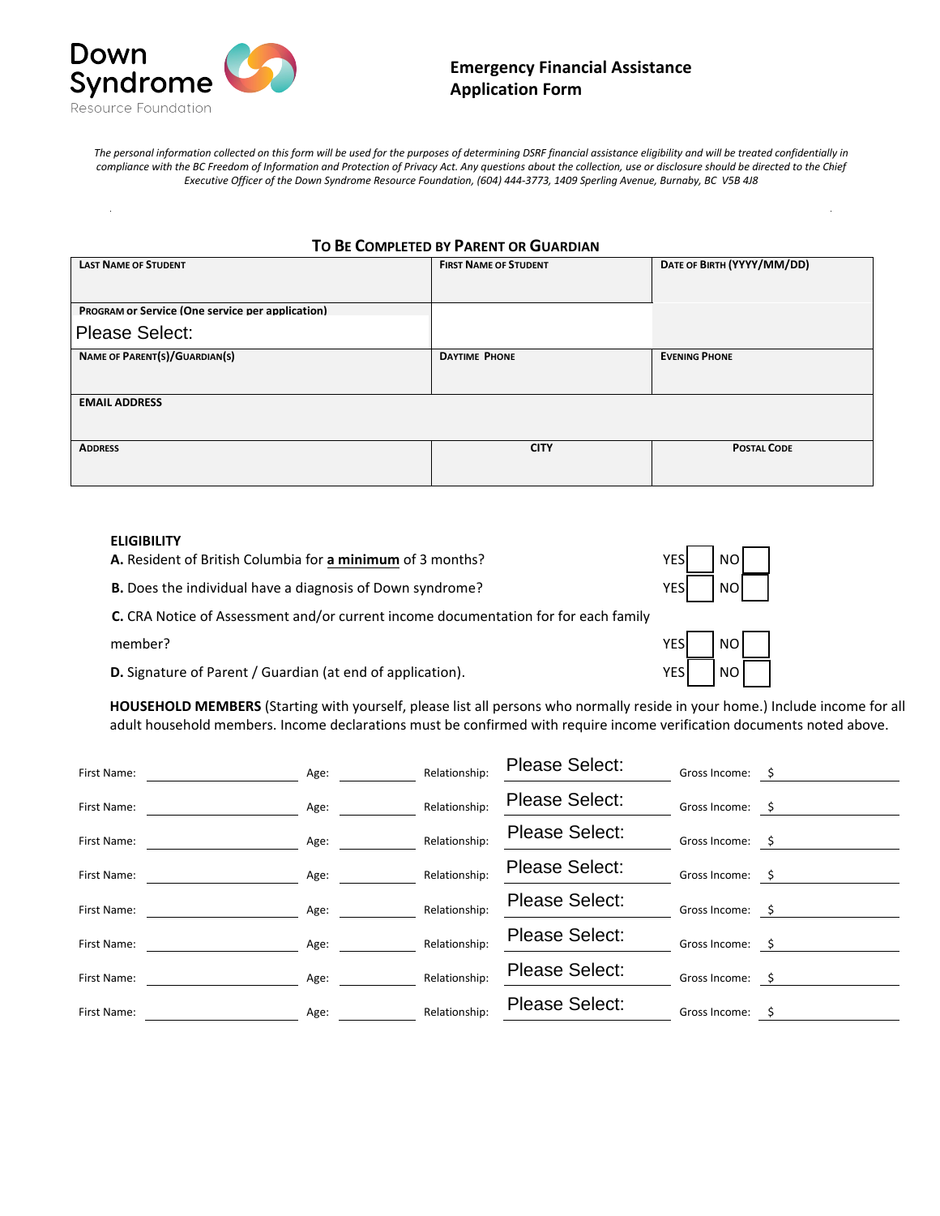Down Syndrome Resource Foundation

## Emergency Financial Assistance Application Form

*The personal information collected on this form will be used for the purposes of determining DSRF financial assistance eligibility and will be treated confidentially in compliance with the BC Freedom of Information and Protection of Privacy Act. Any questions about the collection, use or disclosure should be directed to the Chief Executive Officer of the Down Syndrome Resource Foundation, (604) 444-3773, 1409 Sperling Avenue, Burnaby, BC V5B 4J8*

### To Be Completed by Parent or Guardian

| Last Name of Student | First Name of Student | Date of Birth (YYYY/MM/DD) |
|---|---|---|
| | | |
| Program or Service (One service per application)<br>Please Select: | | |
| Name of Parent(s)/Guardian(s) | Daytime Phone | Evening Phone |
| | | |
| Email Address | | |
| | | |
| Address | City | Postal Code |
| | | |

**ELIGIBILITY**

**A.** Resident of British Columbia for **a minimum** of 3 months? YES ☐ NO ☐

**B.** Does the individual have a diagnosis of Down syndrome? YES ☐ NO ☐

**C.** CRA Notice of Assessment and/or current income documentation for for each family member? YES ☐ NO ☐

**D.** Signature of Parent / Guardian (at end of application). YES ☐ NO ☐

**HOUSEHOLD MEMBERS** (Starting with yourself, please list all persons who normally reside in your home.) Include income for all adult household members. Income declarations must be confirmed with require income verification documents noted above.

| First Name: | Age: | Relationship: | Gross Income: |
|---|---|---|---|
| | | Please Select: | $ |
| | | Please Select: | $ |
| | | Please Select: | $ |
| | | Please Select: | $ |
| | | Please Select: | $ |
| | | Please Select: | $ |
| | | Please Select: | $ |
| | | Please Select: | $ |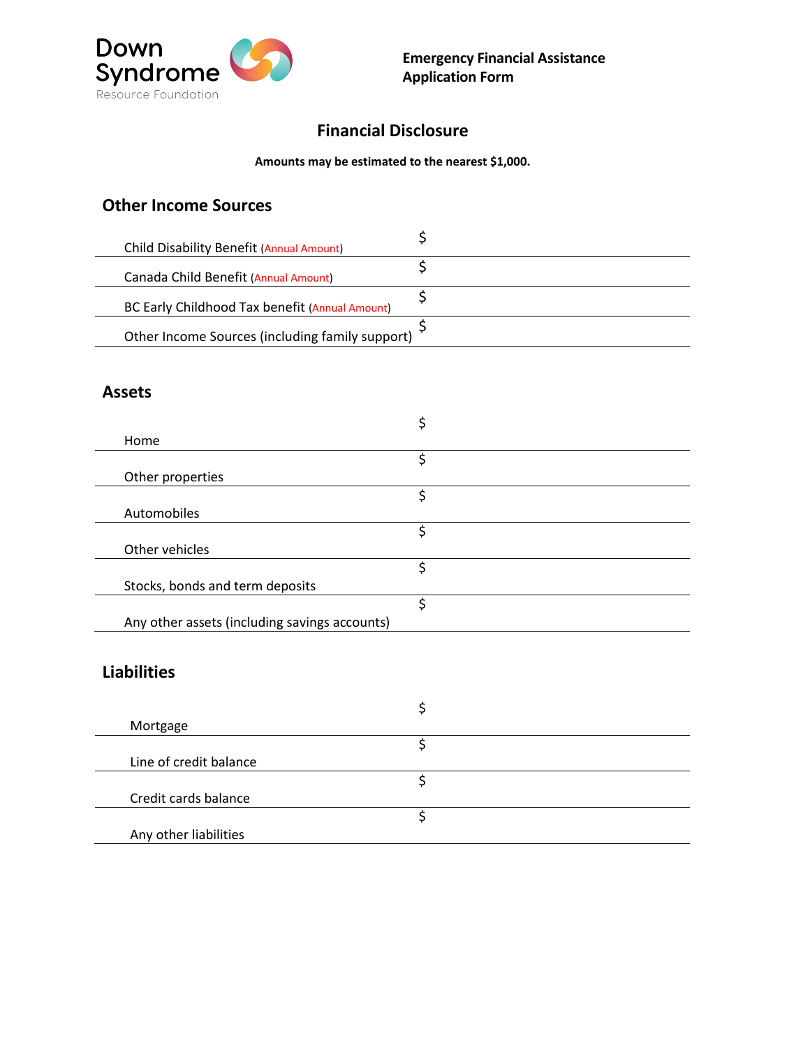Down Syndrome Resource Foundation

**Emergency Financial Assistance Application Form**

## Financial Disclosure

**Amounts may be estimated to the nearest $1,000.**

### Other Income Sources

| | |
|---|---|
| Child Disability Benefit (Annual Amount) | $ |
| Canada Child Benefit (Annual Amount) | $ |
| BC Early Childhood Tax benefit (Annual Amount) | $ |
| Other Income Sources (including family support) | $ |

### Assets

| | |
|---|---|
| Home | $ |
| Other properties | $ |
| Automobiles | $ |
| Other vehicles | $ |
| Stocks, bonds and term deposits | $ |
| Any other assets (including savings accounts) | $ |

### Liabilities

| | |
|---|---|
| Mortgage | $ |
| Line of credit balance | $ |
| Credit cards balance | $ |
| Any other liabilities | $ |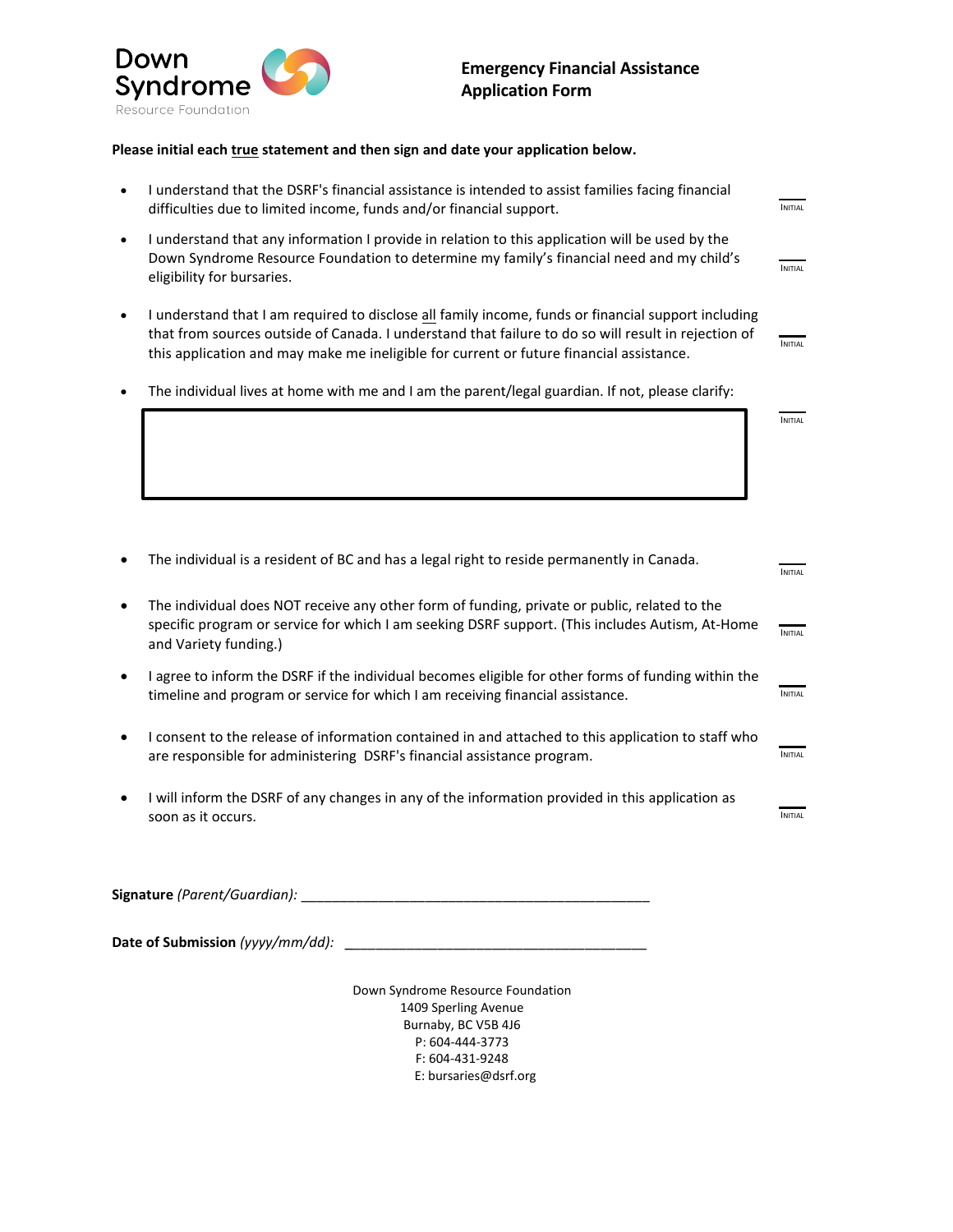Down Syndrome
Resource Foundation

**Emergency Financial Assistance Application Form**

**Please initial each true statement and then sign and date your application below.**

- I understand that the DSRF's financial assistance is intended to assist families facing financial difficulties due to limited income, funds and/or financial support. ______ INITIAL
- I understand that any information I provide in relation to this application will be used by the Down Syndrome Resource Foundation to determine my family's financial need and my child's eligibility for bursaries. ______ INITIAL
- I understand that I am required to disclose all family income, funds or financial support including that from sources outside of Canada. I understand that failure to do so will result in rejection of this application and may make me ineligible for current or future financial assistance. ______ INITIAL
- The individual lives at home with me and I am the parent/legal guardian. If not, please clarify: ______ INITIAL

| |
|---|
| |

- The individual is a resident of BC and has a legal right to reside permanently in Canada. ______ INITIAL
- The individual does NOT receive any other form of funding, private or public, related to the specific program or service for which I am seeking DSRF support. (This includes Autism, At-Home and Variety funding.) ______ INITIAL
- I agree to inform the DSRF if the individual becomes eligible for other forms of funding within the timeline and program or service for which I am receiving financial assistance. ______ INITIAL
- I consent to the release of information contained in and attached to this application to staff who are responsible for administering DSRF's financial assistance program. ______ INITIAL
- I will inform the DSRF of any changes in any of the information provided in this application as soon as it occurs. ______ INITIAL

**Signature** *(Parent/Guardian)*: _______________________________________________

**Date of Submission** *(yyyy/mm/dd)*: ________________________________________

Down Syndrome Resource Foundation
1409 Sperling Avenue
Burnaby, BC V5B 4J6
P: 604-444-3773
F: 604-431-9248
E: bursaries@dsrf.org